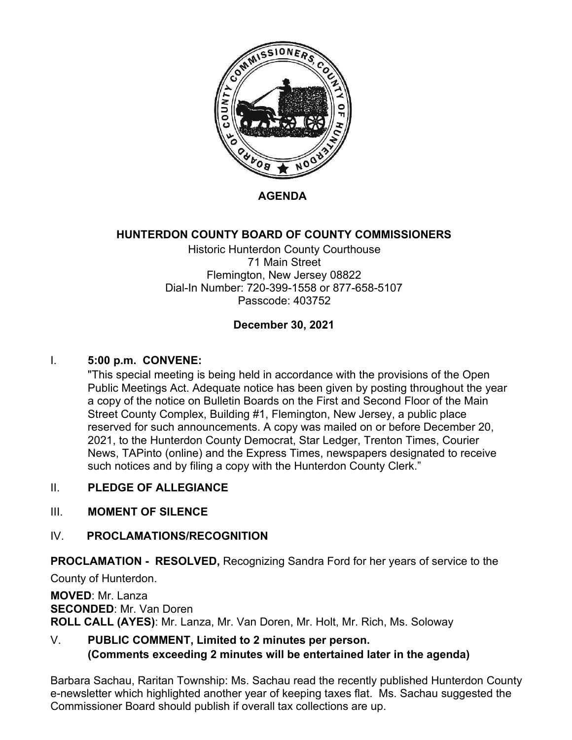# AGENDA

## HUNTERDON COUNTY BOARD OF COUNTY COMMISSIONERS

Historic Hunterdon County Courthouse
71 Main Street
Flemington, New Jersey 08822
Dial-In Number: 720-399-1558 or 877-658-5107
Passcode: 403752

**December 30, 2021**

I. **5:00 p.m. CONVENE:**

"This special meeting is being held in accordance with the provisions of the Open Public Meetings Act. Adequate notice has been given by posting throughout the year a copy of the notice on Bulletin Boards on the First and Second Floor of the Main Street County Complex, Building #1, Flemington, New Jersey, a public place reserved for such announcements. A copy was mailed on or before December 20, 2021, to the Hunterdon County Democrat, Star Ledger, Trenton Times, Courier News, TAPinto (online) and the Express Times, newspapers designated to receive such notices and by filing a copy with the Hunterdon County Clerk."

II. **PLEDGE OF ALLEGIANCE**

III. **MOMENT OF SILENCE**

IV. **PROCLAMATIONS/RECOGNITION**

**PROCLAMATION - RESOLVED,** Recognizing Sandra Ford for her years of service to the County of Hunterdon.

**MOVED**: Mr. Lanza
**SECONDED**: Mr. Van Doren
**ROLL CALL (AYES)**: Mr. Lanza, Mr. Van Doren, Mr. Holt, Mr. Rich, Ms. Soloway

V. **PUBLIC COMMENT, Limited to 2 minutes per person. (Comments exceeding 2 minutes will be entertained later in the agenda)**

Barbara Sachau, Raritan Township: Ms. Sachau read the recently published Hunterdon County e-newsletter which highlighted another year of keeping taxes flat. Ms. Sachau suggested the Commissioner Board should publish if overall tax collections are up.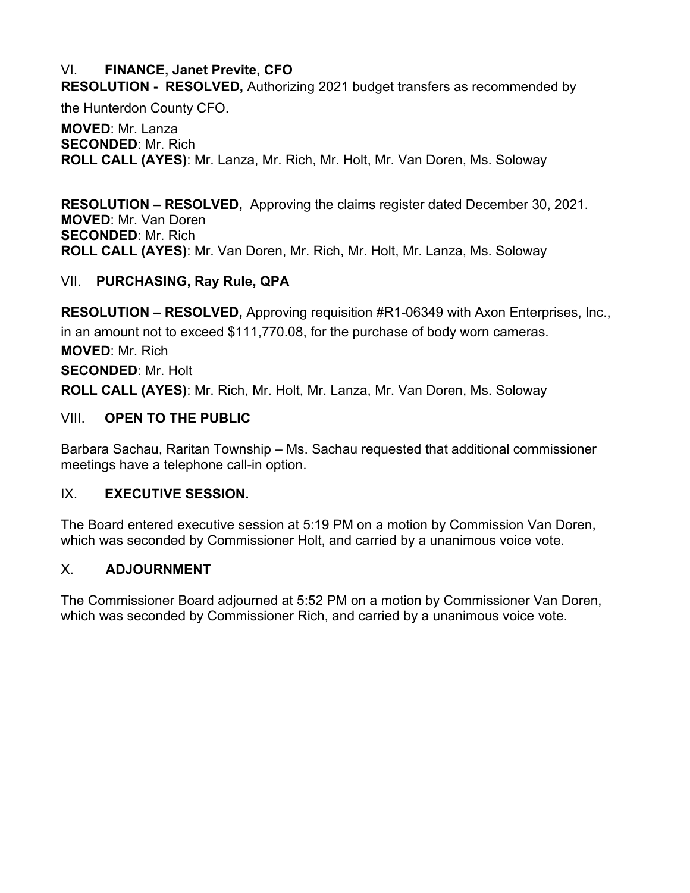## VI. FINANCE, Janet Previte, CFO

**RESOLUTION - RESOLVED,** Authorizing 2021 budget transfers as recommended by the Hunterdon County CFO.

**MOVED**: Mr. Lanza
**SECONDED**: Mr. Rich
**ROLL CALL (AYES)**: Mr. Lanza, Mr. Rich, Mr. Holt, Mr. Van Doren, Ms. Soloway

**RESOLUTION – RESOLVED,** Approving the claims register dated December 30, 2021.
**MOVED**: Mr. Van Doren
**SECONDED**: Mr. Rich
**ROLL CALL (AYES)**: Mr. Van Doren, Mr. Rich, Mr. Holt, Mr. Lanza, Ms. Soloway

## VII. PURCHASING, Ray Rule, QPA

**RESOLUTION – RESOLVED,** Approving requisition #R1-06349 with Axon Enterprises, Inc., in an amount not to exceed $111,770.08, for the purchase of body worn cameras.

**MOVED**: Mr. Rich

**SECONDED**: Mr. Holt

**ROLL CALL (AYES)**: Mr. Rich, Mr. Holt, Mr. Lanza, Mr. Van Doren, Ms. Soloway

## VIII. OPEN TO THE PUBLIC

Barbara Sachau, Raritan Township – Ms. Sachau requested that additional commissioner meetings have a telephone call-in option.

## IX. EXECUTIVE SESSION.

The Board entered executive session at 5:19 PM on a motion by Commission Van Doren, which was seconded by Commissioner Holt, and carried by a unanimous voice vote.

## X. ADJOURNMENT

The Commissioner Board adjourned at 5:52 PM on a motion by Commissioner Van Doren, which was seconded by Commissioner Rich, and carried by a unanimous voice vote.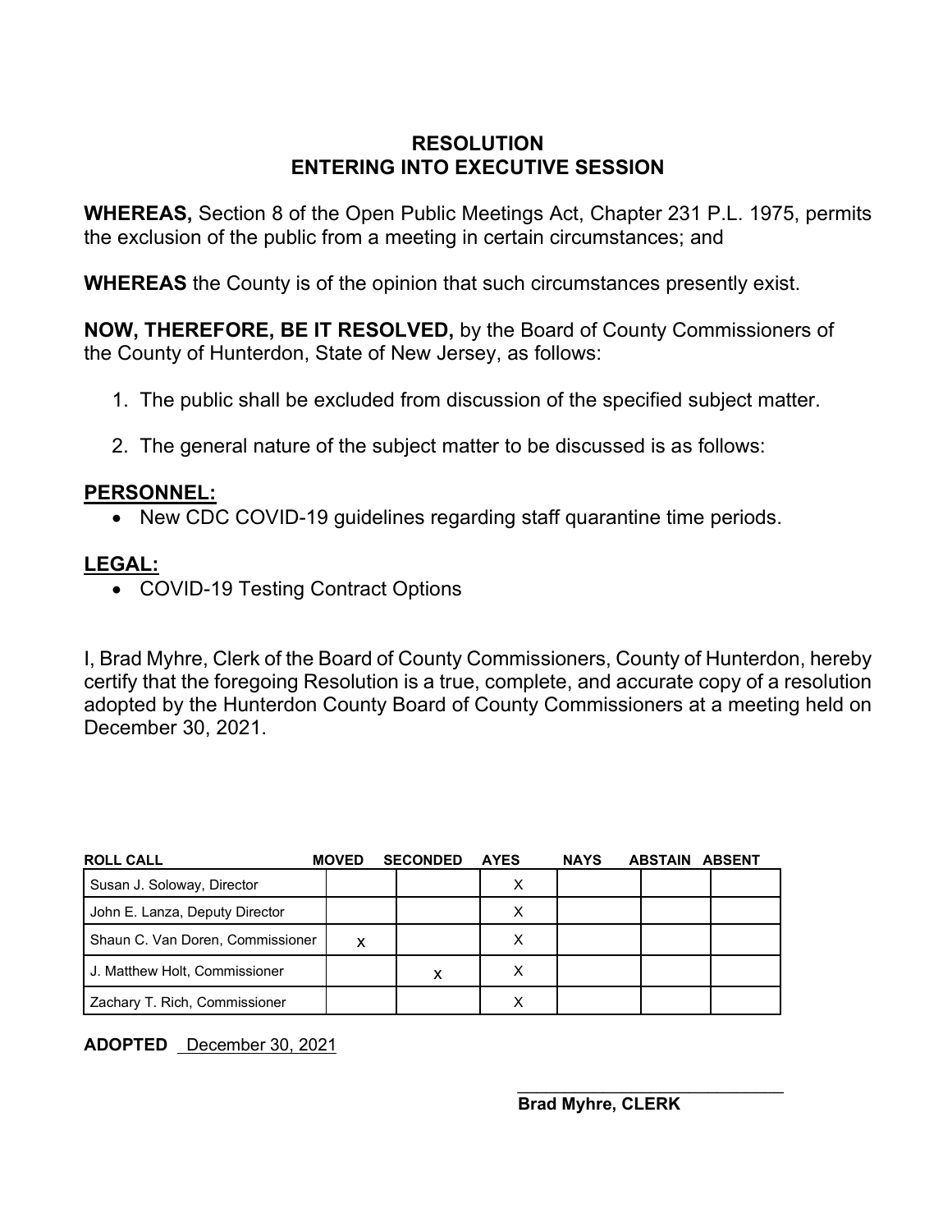**RESOLUTION**
**ENTERING INTO EXECUTIVE SESSION**

**WHEREAS,** Section 8 of the Open Public Meetings Act, Chapter 231 P.L. 1975, permits the exclusion of the public from a meeting in certain circumstances; and

**WHEREAS** the County is of the opinion that such circumstances presently exist.

**NOW, THEREFORE, BE IT RESOLVED,** by the Board of County Commissioners of the County of Hunterdon, State of New Jersey, as follows:

1. The public shall be excluded from discussion of the specified subject matter.

2. The general nature of the subject matter to be discussed is as follows:

**PERSONNEL:**

- New CDC COVID-19 guidelines regarding staff quarantine time periods.

**LEGAL:**

- COVID-19 Testing Contract Options

I, Brad Myhre, Clerk of the Board of County Commissioners, County of Hunterdon, hereby certify that the foregoing Resolution is a true, complete, and accurate copy of a resolution adopted by the Hunterdon County Board of County Commissioners at a meeting held on December 30, 2021.

| ROLL CALL | MOVED | SECONDED | AYES | NAYS | ABSTAIN | ABSENT |
|---|---|---|---|---|---|---|
| Susan J. Soloway, Director | | | X | | | |
| John E. Lanza, Deputy Director | | | X | | | |
| Shaun C. Van Doren, Commissioner | x | | X | | | |
| J. Matthew Holt, Commissioner | | x | X | | | |
| Zachary T. Rich, Commissioner | | | X | | | |

**ADOPTED** December 30, 2021

**Brad Myhre, CLERK**